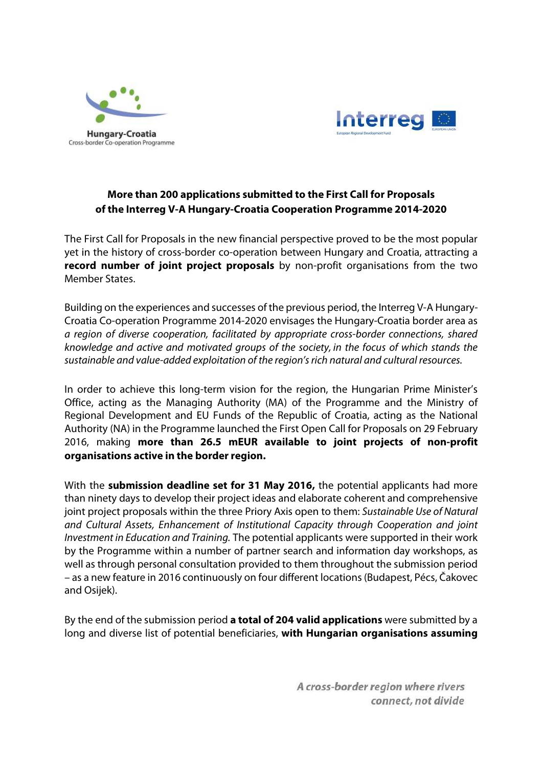**More than 200 applications submitted to the First Call for Proposals of the Interreg V-A Hungary-Croatia Cooperation Programme 2014-2020**

The First Call for Proposals in the new financial perspective proved to be the most popular yet in the history of cross-border co-operation between Hungary and Croatia, attracting a **record number of joint project proposals** by non-profit organisations from the two Member States.

Building on the experiences and successes of the previous period, the Interreg V-A Hungary-Croatia Co-operation Programme 2014-2020 envisages the Hungary-Croatia border area as *a region of diverse cooperation, facilitated by appropriate cross-border connections, shared knowledge and active and motivated groups of the society, in the focus of which stands the sustainable and value-added exploitation of the region's rich natural and cultural resources.*

In order to achieve this long-term vision for the region, the Hungarian Prime Minister's Office, acting as the Managing Authority (MA) of the Programme and the Ministry of Regional Development and EU Funds of the Republic of Croatia, acting as the National Authority (NA) in the Programme launched the First Open Call for Proposals on 29 February 2016, making **more than 26.5 mEUR available to joint projects of non-profit organisations active in the border region.**

With the **submission deadline set for 31 May 2016,** the potential applicants had more than ninety days to develop their project ideas and elaborate coherent and comprehensive joint project proposals within the three Priory Axis open to them: *Sustainable Use of Natural and Cultural Assets, Enhancement of Institutional Capacity through Cooperation and joint Investment in Education and Training.* The potential applicants were supported in their work by the Programme within a number of partner search and information day workshops, as well as through personal consultation provided to them throughout the submission period – as a new feature in 2016 continuously on four different locations (Budapest, Pécs, Čakovec and Osijek).

By the end of the submission period **a total of 204 valid applications** were submitted by a long and diverse list of potential beneficiaries, **with Hungarian organisations assuming**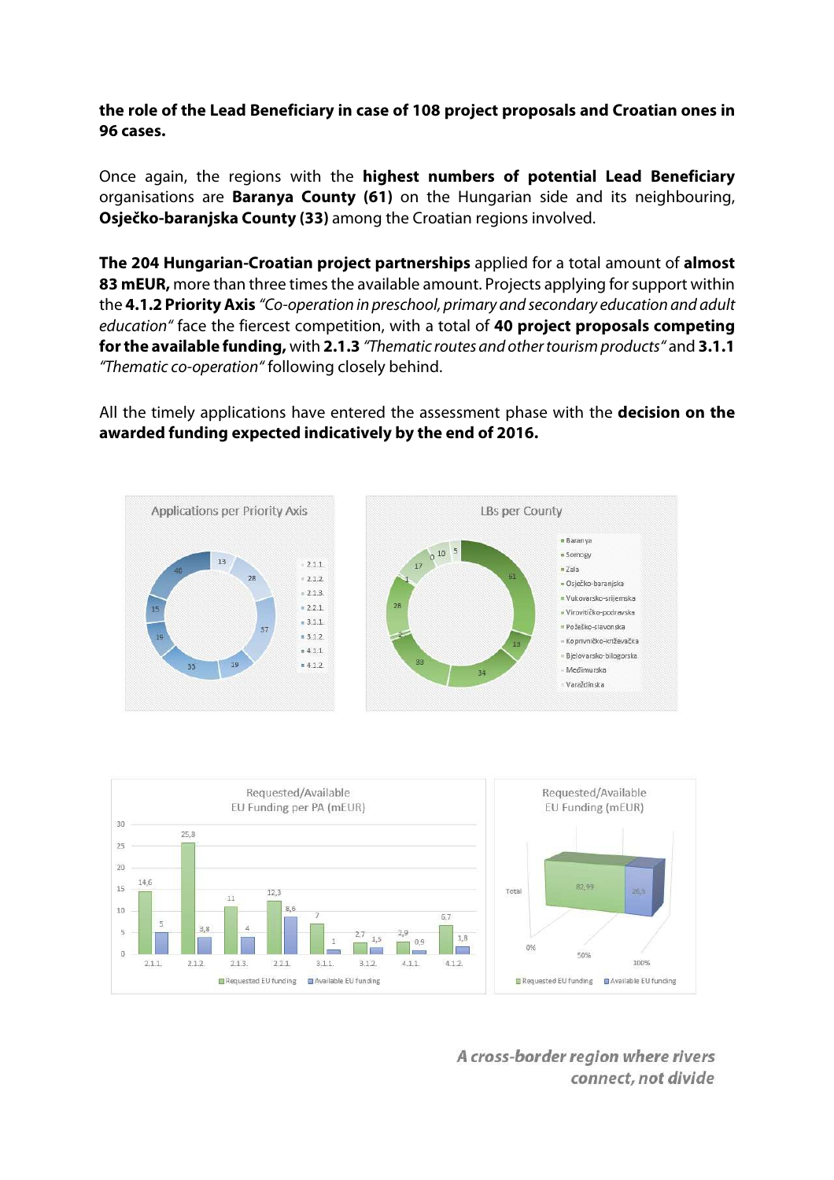**the role of the Lead Beneficiary in case of 108 project proposals and Croatian ones in 96 cases.**

Once again, the regions with the **highest numbers of potential Lead Beneficiary** organisations are **Baranya County (61)** on the Hungarian side and its neighbouring, **Osječko-baranjska County (33)** among the Croatian regions involved.

**The 204 Hungarian-Croatian project partnerships** applied for a total amount of **almost 83 mEUR,** more than three times the available amount. Projects applying for support within the **4.1.2 Priority Axis** *"Co-operation in preschool, primary and secondary education and adult education"* face the fiercest competition, with a total of **40 project proposals competing for the available funding,** with **2.1.3** *"Thematic routes and other tourism products"* and **3.1.1** *"Thematic co-operation"* following closely behind.

All the timely applications have entered the assessment phase with the **decision on the awarded funding expected indicatively by the end of 2016.**

Applications per Priority Axis

13
28
37
19
33
19
15
40

2.1.1.
2.1.2.
2.1.3.
2.2.1.
3.1.1.
3.1.2.
4.1.1.
4.1.2.

LBs per County

61
13
34
33
2
28
1
17
0
10
5

Baranya
Somogy
Zala
Osječko-baranjska
Vukovarsko-srijemska
Virovitičko-podravska
Požeško-slavonska
Koprivničko-križevačka
Bjelovarsko-bilogorska
Međimurska
Varaždinska

Requested/Available
EU Funding per PA (mEUR)

30
25
20
15
10
5
0

14,6
5
25,8
3,8
11
4
12,3
8,6
7
1
2,7
1,5
2,9
0,9
6,7
1,8

2.1.1.
2.1.2.
2.1.3.
2.2.1.
3.1.1.
3.1.2.
4.1.1.
4.1.2.

Requested EU funding
Available EU funding

Requested/Available
EU Funding (mEUR)

Total
82,99
26,5
0%
50%
100%

Requested EU funding
Available EU funding

*A cross-border region where rivers connect, not divide*